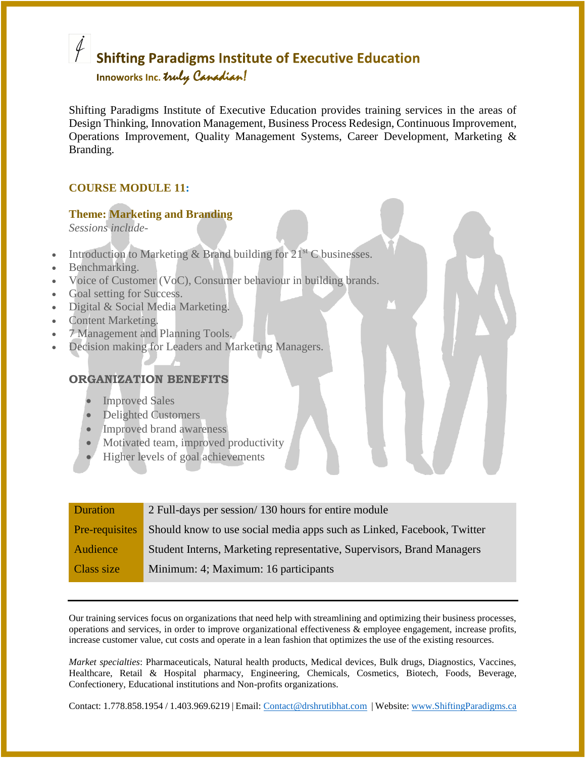# Shifting Paradigms Institute of Executive Education

Innoworks Inc. *truly Canadian!*

Shifting Paradigms Institute of Executive Education provides training services in the areas of Design Thinking, Innovation Management, Business Process Redesign, Continuous Improvement, Operations Improvement, Quality Management Systems, Career Development, Marketing & Branding.

## COURSE MODULE 11:

### Theme: Marketing and Branding

*Sessions include-*

- Introduction to Marketing & Brand building for 21st C businesses.
- Benchmarking.
- Voice of Customer (VoC), Consumer behaviour in building brands.
- Goal setting for Success.
- Digital & Social Media Marketing.
- Content Marketing.
- 7 Management and Planning Tools.
- Decision making for Leaders and Marketing Managers.

### ORGANIZATION BENEFITS

- Improved Sales
- Delighted Customers
- Improved brand awareness
- Motivated team, improved productivity
- Higher levels of goal achievements

| | |
|---|---|
| Duration | 2 Full-days per session/ 130 hours for entire module |
| Pre-requisites | Should know to use social media apps such as Linked, Facebook, Twitter |
| Audience | Student Interns, Marketing representative, Supervisors, Brand Managers |
| Class size | Minimum: 4; Maximum: 16 participants |

---

Our training services focus on organizations that need help with streamlining and optimizing their business processes, operations and services, in order to improve organizational effectiveness & employee engagement, increase profits, increase customer value, cut costs and operate in a lean fashion that optimizes the use of the existing resources.

*Market specialties*: Pharmaceuticals, Natural health products, Medical devices, Bulk drugs, Diagnostics, Vaccines, Healthcare, Retail & Hospital pharmacy, Engineering, Chemicals, Cosmetics, Biotech, Foods, Beverage, Confectionery, Educational institutions and Non-profits organizations.

Contact: 1.778.858.1954 / 1.403.969.6219 | Email: Contact@drshrutibhat.com | Website: www.ShiftingParadigms.ca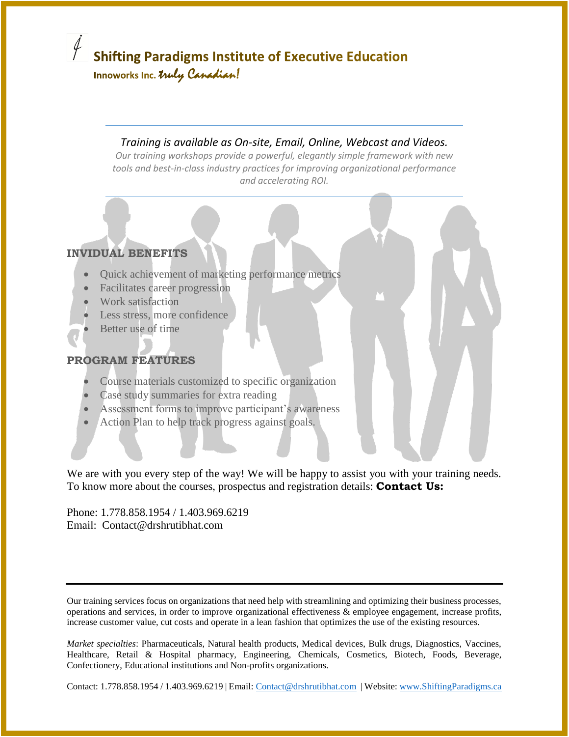# Shifting Paradigms Institute of Executive Education

Innoworks Inc. *truly Canadian!*

---

*Training is available as On-site, Email, Online, Webcast and Videos.*

*Our training workshops provide a powerful, elegantly simple framework with new tools and best-in-class industry practices for improving organizational performance and accelerating ROI.*

---

## INVIDUAL BENEFITS

- Quick achievement of marketing performance metrics
- Facilitates career progression
- Work satisfaction
- Less stress, more confidence
- Better use of time

## PROGRAM FEATURES

- Course materials customized to specific organization
- Case study summaries for extra reading
- Assessment forms to improve participant's awareness
- Action Plan to help track progress against goals.

We are with you every step of the way! We will be happy to assist you with your training needs. To know more about the courses, prospectus and registration details: **Contact Us:**

Phone: 1.778.858.1954 / 1.403.969.6219
Email: Contact@drshrutibhat.com

---

Our training services focus on organizations that need help with streamlining and optimizing their business processes, operations and services, in order to improve organizational effectiveness & employee engagement, increase profits, increase customer value, cut costs and operate in a lean fashion that optimizes the use of the existing resources.

*Market specialties*: Pharmaceuticals, Natural health products, Medical devices, Bulk drugs, Diagnostics, Vaccines, Healthcare, Retail & Hospital pharmacy, Engineering, Chemicals, Cosmetics, Biotech, Foods, Beverage, Confectionery, Educational institutions and Non-profits organizations.

Contact: 1.778.858.1954 / 1.403.969.6219 | Email: Contact@drshrutibhat.com | Website: www.ShiftingParadigms.ca